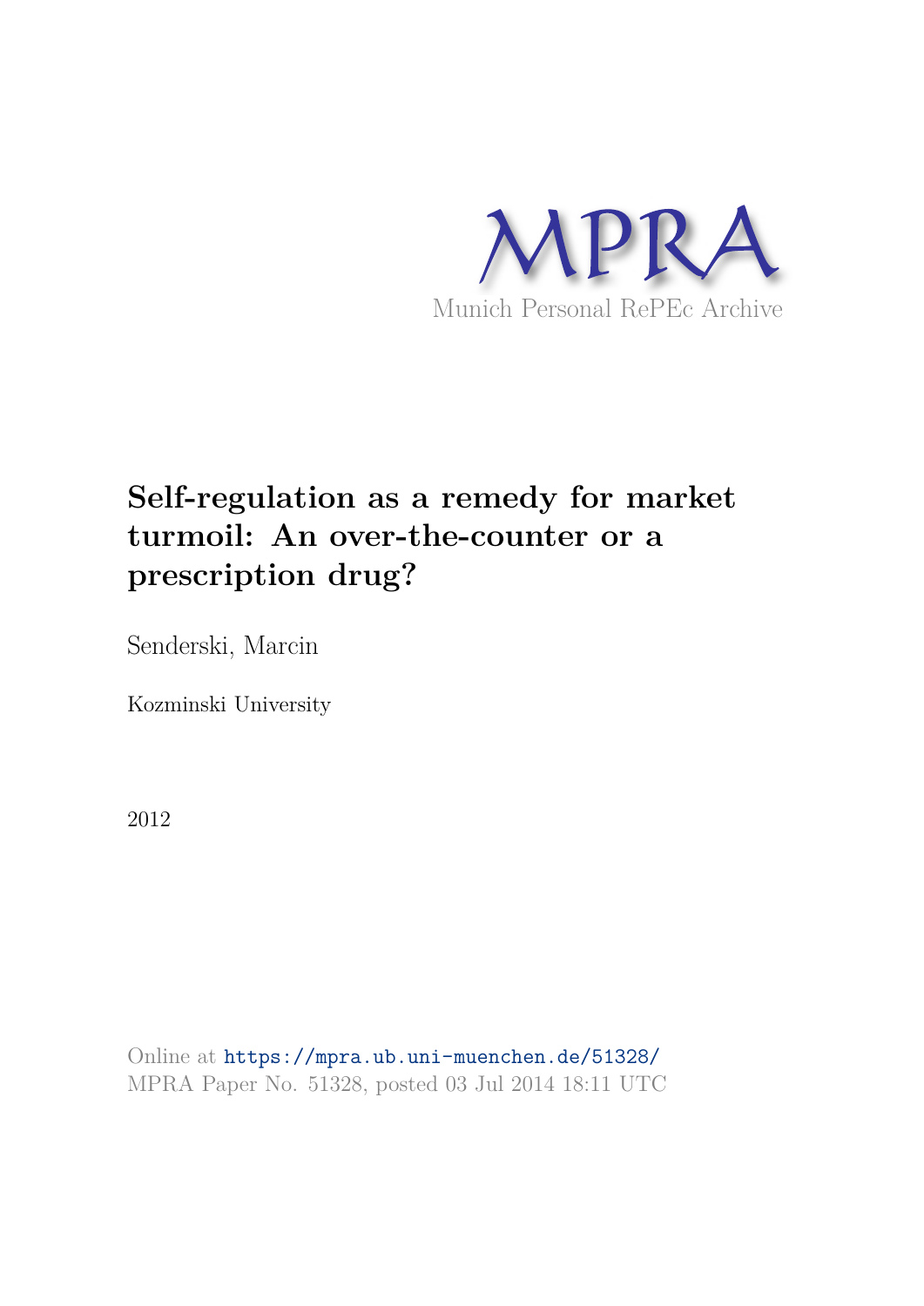MPRA

Munich Personal RePEc Archive

# Self-regulation as a remedy for market turmoil: An over-the-counter or a prescription drug?

Senderski, Marcin

Kozminski University

2012

Online at https://mpra.ub.uni-muenchen.de/51328/
MPRA Paper No. 51328, posted 03 Jul 2014 18:11 UTC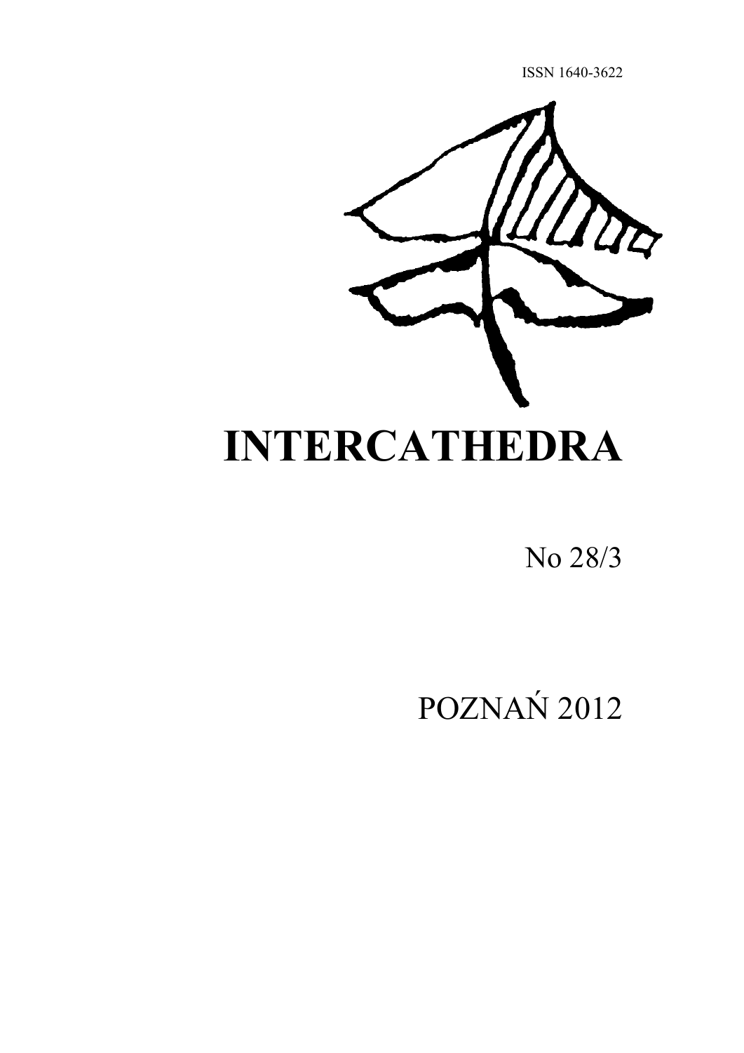ISSN 1640-3622

# INTERCATHEDRA

No 28/3

POZNAŃ 2012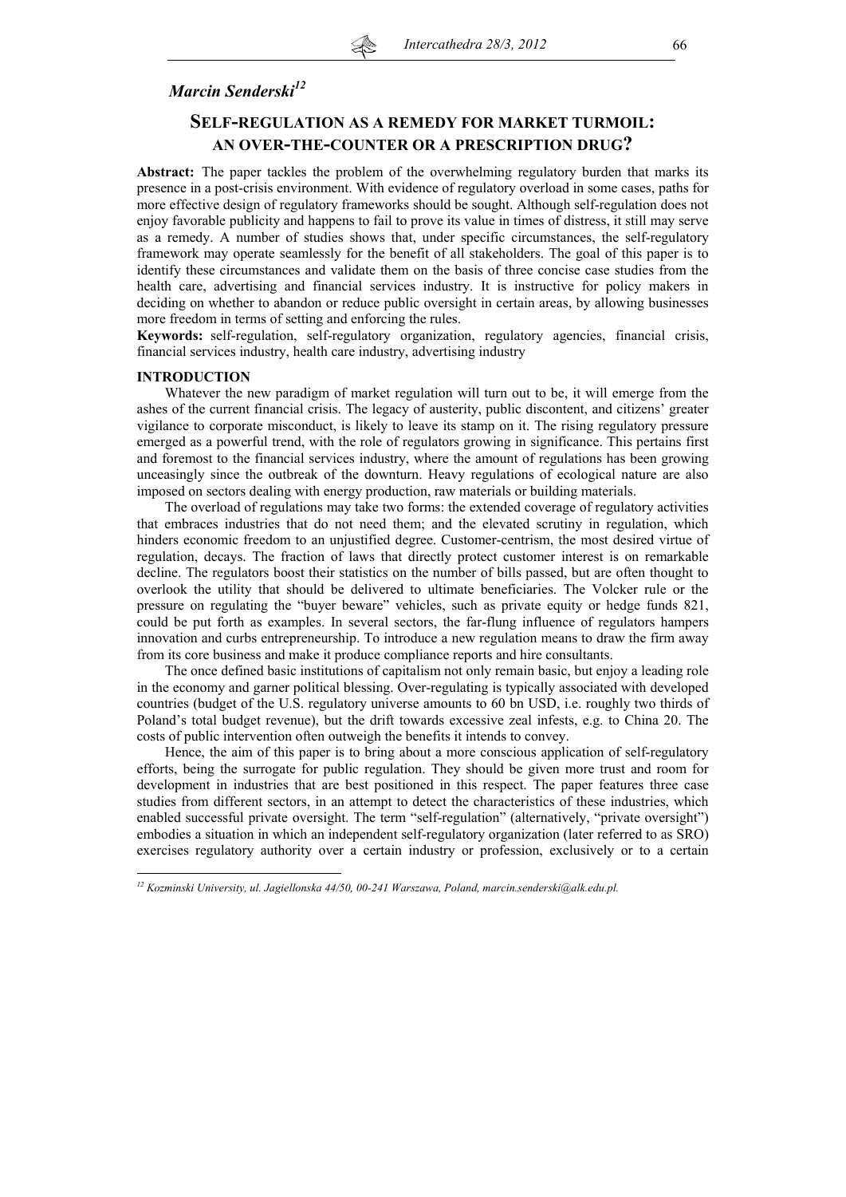*Marcin Senderski*[12]

## SELF-REGULATION AS A REMEDY FOR MARKET TURMOIL: AN OVER-THE-COUNTER OR A PRESCRIPTION DRUG?

**Abstract:** The paper tackles the problem of the overwhelming regulatory burden that marks its presence in a post-crisis environment. With evidence of regulatory overload in some cases, paths for more effective design of regulatory frameworks should be sought. Although self-regulation does not enjoy favorable publicity and happens to fail to prove its value in times of distress, it still may serve as a remedy. A number of studies shows that, under specific circumstances, the self-regulatory framework may operate seamlessly for the benefit of all stakeholders. The goal of this paper is to identify these circumstances and validate them on the basis of three concise case studies from the health care, advertising and financial services industry. It is instructive for policy makers in deciding on whether to abandon or reduce public oversight in certain areas, by allowing businesses more freedom in terms of setting and enforcing the rules.

**Keywords:** self-regulation, self-regulatory organization, regulatory agencies, financial crisis, financial services industry, health care industry, advertising industry

### INTRODUCTION

Whatever the new paradigm of market regulation will turn out to be, it will emerge from the ashes of the current financial crisis. The legacy of austerity, public discontent, and citizens' greater vigilance to corporate misconduct, is likely to leave its stamp on it. The rising regulatory pressure emerged as a powerful trend, with the role of regulators growing in significance. This pertains first and foremost to the financial services industry, where the amount of regulations has been growing unceasingly since the outbreak of the downturn. Heavy regulations of ecological nature are also imposed on sectors dealing with energy production, raw materials or building materials.

The overload of regulations may take two forms: the extended coverage of regulatory activities that embraces industries that do not need them; and the elevated scrutiny in regulation, which hinders economic freedom to an unjustified degree. Customer-centrism, the most desired virtue of regulation, decays. The fraction of laws that directly protect customer interest is on remarkable decline. The regulators boost their statistics on the number of bills passed, but are often thought to overlook the utility that should be delivered to ultimate beneficiaries. The Volcker rule or the pressure on regulating the "buyer beware" vehicles, such as private equity or hedge funds 821, could be put forth as examples. In several sectors, the far-flung influence of regulators hampers innovation and curbs entrepreneurship. To introduce a new regulation means to draw the firm away from its core business and make it produce compliance reports and hire consultants.

The once defined basic institutions of capitalism not only remain basic, but enjoy a leading role in the economy and garner political blessing. Over-regulating is typically associated with developed countries (budget of the U.S. regulatory universe amounts to 60 bn USD, i.e. roughly two thirds of Poland's total budget revenue), but the drift towards excessive zeal infests, e.g. to China 20. The costs of public intervention often outweigh the benefits it intends to convey.

Hence, the aim of this paper is to bring about a more conscious application of self-regulatory efforts, being the surrogate for public regulation. They should be given more trust and room for development in industries that are best positioned in this respect. The paper features three case studies from different sectors, in an attempt to detect the characteristics of these industries, which enabled successful private oversight. The term "self-regulation" (alternatively, "private oversight") embodies a situation in which an independent self-regulatory organization (later referred to as SRO) exercises regulatory authority over a certain industry or profession, exclusively or to a certain

---

[12] *Kozminski University, ul. Jagiellonska 44/50, 00-241 Warszawa, Poland, marcin.senderski@alk.edu.pl.*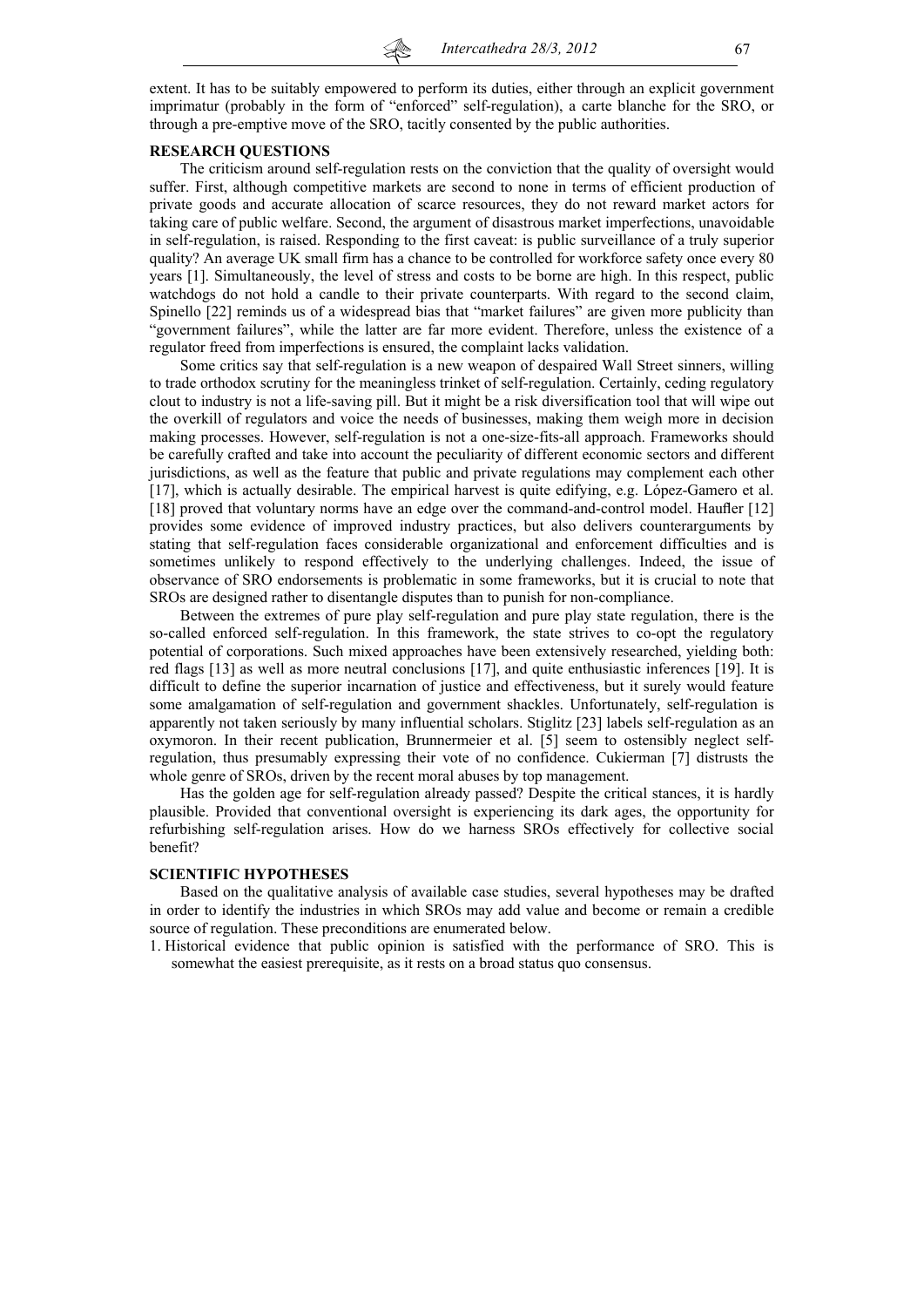extent. It has to be suitably empowered to perform its duties, either through an explicit government imprimatur (probably in the form of "enforced" self-regulation), a carte blanche for the SRO, or through a pre-emptive move of the SRO, tacitly consented by the public authorities.

## RESEARCH QUESTIONS

The criticism around self-regulation rests on the conviction that the quality of oversight would suffer. First, although competitive markets are second to none in terms of efficient production of private goods and accurate allocation of scarce resources, they do not reward market actors for taking care of public welfare. Second, the argument of disastrous market imperfections, unavoidable in self-regulation, is raised. Responding to the first caveat: is public surveillance of a truly superior quality? An average UK small firm has a chance to be controlled for workforce safety once every 80 years [1]. Simultaneously, the level of stress and costs to be borne are high. In this respect, public watchdogs do not hold a candle to their private counterparts. With regard to the second claim, Spinello [22] reminds us of a widespread bias that "market failures" are given more publicity than "government failures", while the latter are far more evident. Therefore, unless the existence of a regulator freed from imperfections is ensured, the complaint lacks validation.

Some critics say that self-regulation is a new weapon of despaired Wall Street sinners, willing to trade orthodox scrutiny for the meaningless trinket of self-regulation. Certainly, ceding regulatory clout to industry is not a life-saving pill. But it might be a risk diversification tool that will wipe out the overkill of regulators and voice the needs of businesses, making them weigh more in decision making processes. However, self-regulation is not a one-size-fits-all approach. Frameworks should be carefully crafted and take into account the peculiarity of different economic sectors and different jurisdictions, as well as the feature that public and private regulations may complement each other [17], which is actually desirable. The empirical harvest is quite edifying, e.g. López-Gamero et al. [18] proved that voluntary norms have an edge over the command-and-control model. Haufler [12] provides some evidence of improved industry practices, but also delivers counterarguments by stating that self-regulation faces considerable organizational and enforcement difficulties and is sometimes unlikely to respond effectively to the underlying challenges. Indeed, the issue of observance of SRO endorsements is problematic in some frameworks, but it is crucial to note that SROs are designed rather to disentangle disputes than to punish for non-compliance.

Between the extremes of pure play self-regulation and pure play state regulation, there is the so-called enforced self-regulation. In this framework, the state strives to co-opt the regulatory potential of corporations. Such mixed approaches have been extensively researched, yielding both: red flags [13] as well as more neutral conclusions [17], and quite enthusiastic inferences [19]. It is difficult to define the superior incarnation of justice and effectiveness, but it surely would feature some amalgamation of self-regulation and government shackles. Unfortunately, self-regulation is apparently not taken seriously by many influential scholars. Stiglitz [23] labels self-regulation as an oxymoron. In their recent publication, Brunnermeier et al. [5] seem to ostensibly neglect self-regulation, thus presumably expressing their vote of no confidence. Cukierman [7] distrusts the whole genre of SROs, driven by the recent moral abuses by top management.

Has the golden age for self-regulation already passed? Despite the critical stances, it is hardly plausible. Provided that conventional oversight is experiencing its dark ages, the opportunity for refurbishing self-regulation arises. How do we harness SROs effectively for collective social benefit?

## SCIENTIFIC HYPOTHESES

Based on the qualitative analysis of available case studies, several hypotheses may be drafted in order to identify the industries in which SROs may add value and become or remain a credible source of regulation. These preconditions are enumerated below.

1. Historical evidence that public opinion is satisfied with the performance of SRO. This is somewhat the easiest prerequisite, as it rests on a broad status quo consensus.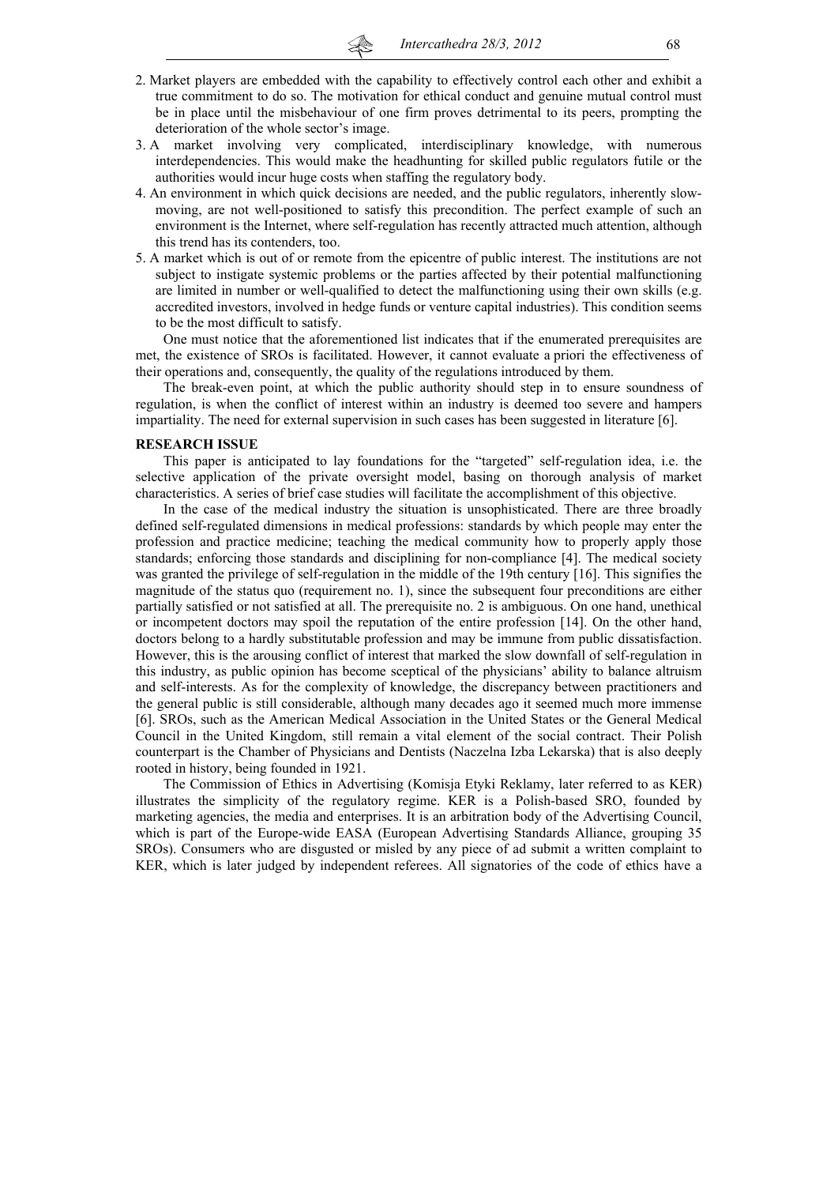2. Market players are embedded with the capability to effectively control each other and exhibit a true commitment to do so. The motivation for ethical conduct and genuine mutual control must be in place until the misbehaviour of one firm proves detrimental to its peers, prompting the deterioration of the whole sector's image.
3. A market involving very complicated, interdisciplinary knowledge, with numerous interdependencies. This would make the headhunting for skilled public regulators futile or the authorities would incur huge costs when staffing the regulatory body.
4. An environment in which quick decisions are needed, and the public regulators, inherently slow-moving, are not well-positioned to satisfy this precondition. The perfect example of such an environment is the Internet, where self-regulation has recently attracted much attention, although this trend has its contenders, too.
5. A market which is out of or remote from the epicentre of public interest. The institutions are not subject to instigate systemic problems or the parties affected by their potential malfunctioning are limited in number or well-qualified to detect the malfunctioning using their own skills (e.g. accredited investors, involved in hedge funds or venture capital industries). This condition seems to be the most difficult to satisfy.

One must notice that the aforementioned list indicates that if the enumerated prerequisites are met, the existence of SROs is facilitated. However, it cannot evaluate a priori the effectiveness of their operations and, consequently, the quality of the regulations introduced by them.

The break-even point, at which the public authority should step in to ensure soundness of regulation, is when the conflict of interest within an industry is deemed too severe and hampers impartiality. The need for external supervision in such cases has been suggested in literature [6].

## RESEARCH ISSUE

This paper is anticipated to lay foundations for the "targeted" self-regulation idea, i.e. the selective application of the private oversight model, basing on thorough analysis of market characteristics. A series of brief case studies will facilitate the accomplishment of this objective.

In the case of the medical industry the situation is unsophisticated. There are three broadly defined self-regulated dimensions in medical professions: standards by which people may enter the profession and practice medicine; teaching the medical community how to properly apply those standards; enforcing those standards and disciplining for non-compliance [4]. The medical society was granted the privilege of self-regulation in the middle of the 19th century [16]. This signifies the magnitude of the status quo (requirement no. 1), since the subsequent four preconditions are either partially satisfied or not satisfied at all. The prerequisite no. 2 is ambiguous. On one hand, unethical or incompetent doctors may spoil the reputation of the entire profession [14]. On the other hand, doctors belong to a hardly substitutable profession and may be immune from public dissatisfaction. However, this is the arousing conflict of interest that marked the slow downfall of self-regulation in this industry, as public opinion has become sceptical of the physicians' ability to balance altruism and self-interests. As for the complexity of knowledge, the discrepancy between practitioners and the general public is still considerable, although many decades ago it seemed much more immense [6]. SROs, such as the American Medical Association in the United States or the General Medical Council in the United Kingdom, still remain a vital element of the social contract. Their Polish counterpart is the Chamber of Physicians and Dentists (Naczelna Izba Lekarska) that is also deeply rooted in history, being founded in 1921.

The Commission of Ethics in Advertising (Komisja Etyki Reklamy, later referred to as KER) illustrates the simplicity of the regulatory regime. KER is a Polish-based SRO, founded by marketing agencies, the media and enterprises. It is an arbitration body of the Advertising Council, which is part of the Europe-wide EASA (European Advertising Standards Alliance, grouping 35 SROs). Consumers who are disgusted or misled by any piece of ad submit a written complaint to KER, which is later judged by independent referees. All signatories of the code of ethics have a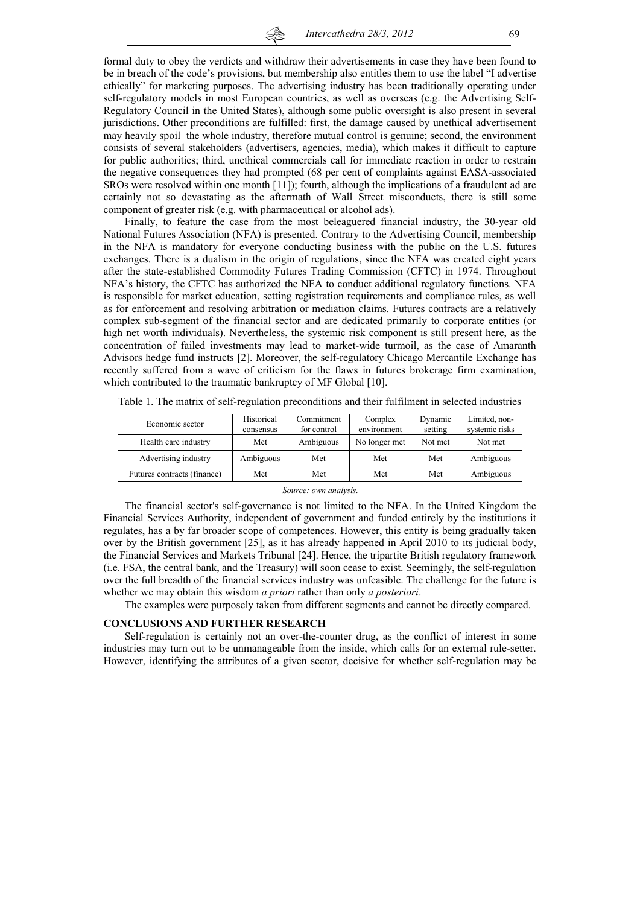formal duty to obey the verdicts and withdraw their advertisements in case they have been found to be in breach of the code's provisions, but membership also entitles them to use the label "I advertise ethically" for marketing purposes. The advertising industry has been traditionally operating under self-regulatory models in most European countries, as well as overseas (e.g. the Advertising Self-Regulatory Council in the United States), although some public oversight is also present in several jurisdictions. Other preconditions are fulfilled: first, the damage caused by unethical advertisement may heavily spoil the whole industry, therefore mutual control is genuine; second, the environment consists of several stakeholders (advertisers, agencies, media), which makes it difficult to capture for public authorities; third, unethical commercials call for immediate reaction in order to restrain the negative consequences they had prompted (68 per cent of complaints against EASA-associated SROs were resolved within one month [11]); fourth, although the implications of a fraudulent ad are certainly not so devastating as the aftermath of Wall Street misconducts, there is still some component of greater risk (e.g. with pharmaceutical or alcohol ads).

Finally, to feature the case from the most beleaguered financial industry, the 30-year old National Futures Association (NFA) is presented. Contrary to the Advertising Council, membership in the NFA is mandatory for everyone conducting business with the public on the U.S. futures exchanges. There is a dualism in the origin of regulations, since the NFA was created eight years after the state-established Commodity Futures Trading Commission (CFTC) in 1974. Throughout NFA's history, the CFTC has authorized the NFA to conduct additional regulatory functions. NFA is responsible for market education, setting registration requirements and compliance rules, as well as for enforcement and resolving arbitration or mediation claims. Futures contracts are a relatively complex sub-segment of the financial sector and are dedicated primarily to corporate entities (or high net worth individuals). Nevertheless, the systemic risk component is still present here, as the concentration of failed investments may lead to market-wide turmoil, as the case of Amaranth Advisors hedge fund instructs [2]. Moreover, the self-regulatory Chicago Mercantile Exchange has recently suffered from a wave of criticism for the flaws in futures brokerage firm examination, which contributed to the traumatic bankruptcy of MF Global [10].

Table 1. The matrix of self-regulation preconditions and their fulfilment in selected industries

| Economic sector | Historical consensus | Commitment for control | Complex environment | Dynamic setting | Limited, non-systemic risks |
|---|---|---|---|---|---|
| Health care industry | Met | Ambiguous | No longer met | Not met | Not met |
| Advertising industry | Ambiguous | Met | Met | Met | Ambiguous |
| Futures contracts (finance) | Met | Met | Met | Met | Ambiguous |

*Source: own analysis.*

The financial sector's self-governance is not limited to the NFA. In the United Kingdom the Financial Services Authority, independent of government and funded entirely by the institutions it regulates, has a by far broader scope of competences. However, this entity is being gradually taken over by the British government [25], as it has already happened in April 2010 to its judicial body, the Financial Services and Markets Tribunal [24]. Hence, the tripartite British regulatory framework (i.e. FSA, the central bank, and the Treasury) will soon cease to exist. Seemingly, the self-regulation over the full breadth of the financial services industry was unfeasible. The challenge for the future is whether we may obtain this wisdom *a priori* rather than only *a posteriori*.

The examples were purposely taken from different segments and cannot be directly compared.

## CONCLUSIONS AND FURTHER RESEARCH

Self-regulation is certainly not an over-the-counter drug, as the conflict of interest in some industries may turn out to be unmanageable from the inside, which calls for an external rule-setter. However, identifying the attributes of a given sector, decisive for whether self-regulation may be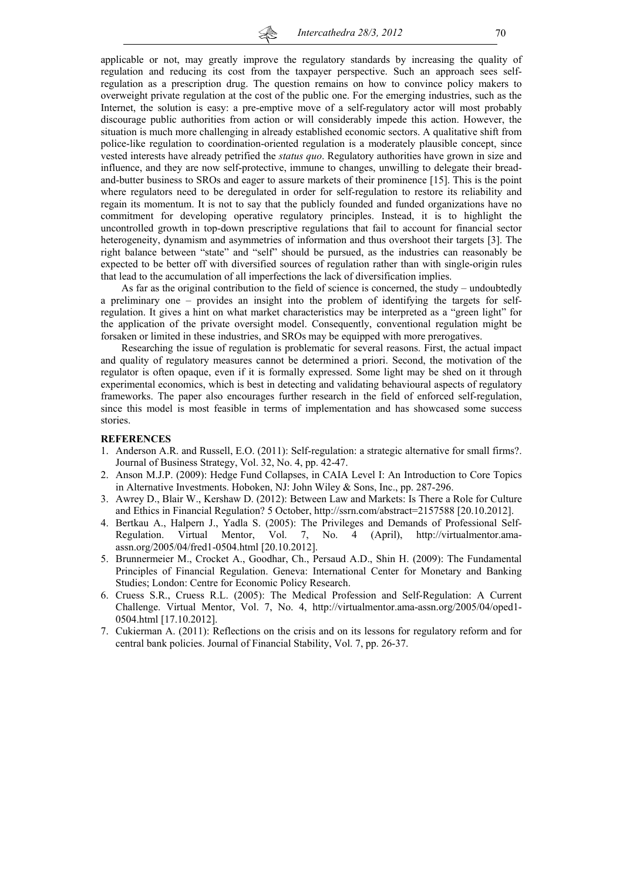applicable or not, may greatly improve the regulatory standards by increasing the quality of regulation and reducing its cost from the taxpayer perspective. Such an approach sees self-regulation as a prescription drug. The question remains on how to convince policy makers to overweight private regulation at the cost of the public one. For the emerging industries, such as the Internet, the solution is easy: a pre-emptive move of a self-regulatory actor will most probably discourage public authorities from action or will considerably impede this action. However, the situation is much more challenging in already established economic sectors. A qualitative shift from police-like regulation to coordination-oriented regulation is a moderately plausible concept, since vested interests have already petrified the *status quo*. Regulatory authorities have grown in size and influence, and they are now self-protective, immune to changes, unwilling to delegate their bread-and-butter business to SROs and eager to assure markets of their prominence [15]. This is the point where regulators need to be deregulated in order for self-regulation to restore its reliability and regain its momentum. It is not to say that the publicly founded and funded organizations have no commitment for developing operative regulatory principles. Instead, it is to highlight the uncontrolled growth in top-down prescriptive regulations that fail to account for financial sector heterogeneity, dynamism and asymmetries of information and thus overshoot their targets [3]. The right balance between "state" and "self" should be pursued, as the industries can reasonably be expected to be better off with diversified sources of regulation rather than with single-origin rules that lead to the accumulation of all imperfections the lack of diversification implies.

As far as the original contribution to the field of science is concerned, the study – undoubtedly a preliminary one – provides an insight into the problem of identifying the targets for self-regulation. It gives a hint on what market characteristics may be interpreted as a "green light" for the application of the private oversight model. Consequently, conventional regulation might be forsaken or limited in these industries, and SROs may be equipped with more prerogatives.

Researching the issue of regulation is problematic for several reasons. First, the actual impact and quality of regulatory measures cannot be determined a priori. Second, the motivation of the regulator is often opaque, even if it is formally expressed. Some light may be shed on it through experimental economics, which is best in detecting and validating behavioural aspects of regulatory frameworks. The paper also encourages further research in the field of enforced self-regulation, since this model is most feasible in terms of implementation and has showcased some success stories.

**REFERENCES**

1. Anderson A.R. and Russell, E.O. (2011): Self-regulation: a strategic alternative for small firms?. Journal of Business Strategy, Vol. 32, No. 4, pp. 42-47.
2. Anson M.J.P. (2009): Hedge Fund Collapses, in CAIA Level I: An Introduction to Core Topics in Alternative Investments. Hoboken, NJ: John Wiley & Sons, Inc., pp. 287-296.
3. Awrey D., Blair W., Kershaw D. (2012): Between Law and Markets: Is There a Role for Culture and Ethics in Financial Regulation? 5 October, http://ssrn.com/abstract=2157588 [20.10.2012].
4. Bertkau A., Halpern J., Yadla S. (2005): The Privileges and Demands of Professional Self-Regulation. Virtual Mentor, Vol. 7, No. 4 (April), http://virtualmentor.ama-assn.org/2005/04/fred1-0504.html [20.10.2012].
5. Brunnermeier M., Crocket A., Goodhar, Ch., Persaud A.D., Shin H. (2009): The Fundamental Principles of Financial Regulation. Geneva: International Center for Monetary and Banking Studies; London: Centre for Economic Policy Research.
6. Cruess S.R., Cruess R.L. (2005): The Medical Profession and Self-Regulation: A Current Challenge. Virtual Mentor, Vol. 7, No. 4, http://virtualmentor.ama-assn.org/2005/04/oped1-0504.html [17.10.2012].
7. Cukierman A. (2011): Reflections on the crisis and on its lessons for regulatory reform and for central bank policies. Journal of Financial Stability, Vol. 7, pp. 26-37.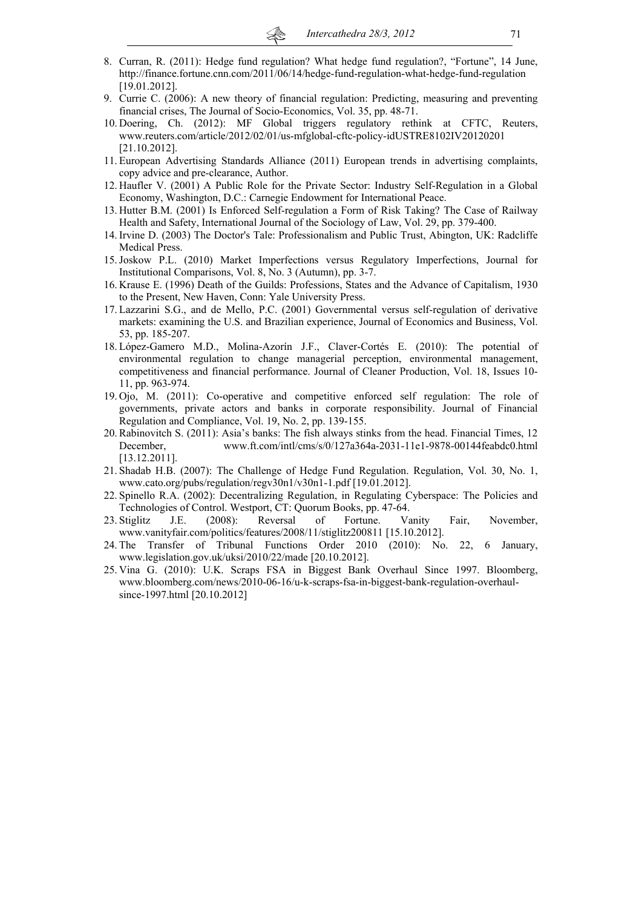8. Curran, R. (2011): Hedge fund regulation? What hedge fund regulation?, "Fortune", 14 June, http://finance.fortune.cnn.com/2011/06/14/hedge-fund-regulation-what-hedge-fund-regulation [19.01.2012].
9. Currie C. (2006): A new theory of financial regulation: Predicting, measuring and preventing financial crises, The Journal of Socio-Economics, Vol. 35, pp. 48-71.
10. Doering, Ch. (2012): MF Global triggers regulatory rethink at CFTC, Reuters, www.reuters.com/article/2012/02/01/us-mfglobal-cftc-policy-idUSTRE8102IV20120201 [21.10.2012].
11. European Advertising Standards Alliance (2011) European trends in advertising complaints, copy advice and pre-clearance, Author.
12. Haufler V. (2001) A Public Role for the Private Sector: Industry Self-Regulation in a Global Economy, Washington, D.C.: Carnegie Endowment for International Peace.
13. Hutter B.M. (2001) Is Enforced Self-regulation a Form of Risk Taking? The Case of Railway Health and Safety, International Journal of the Sociology of Law, Vol. 29, pp. 379-400.
14. Irvine D. (2003) The Doctor's Tale: Professionalism and Public Trust, Abington, UK: Radcliffe Medical Press.
15. Joskow P.L. (2010) Market Imperfections versus Regulatory Imperfections, Journal for Institutional Comparisons, Vol. 8, No. 3 (Autumn), pp. 3-7.
16. Krause E. (1996) Death of the Guilds: Professions, States and the Advance of Capitalism, 1930 to the Present, New Haven, Conn: Yale University Press.
17. Lazzarini S.G., and de Mello, P.C. (2001) Governmental versus self-regulation of derivative markets: examining the U.S. and Brazilian experience, Journal of Economics and Business, Vol. 53, pp. 185-207.
18. López-Gamero M.D., Molina-Azorín J.F., Claver-Cortés E. (2010): The potential of environmental regulation to change managerial perception, environmental management, competitiveness and financial performance. Journal of Cleaner Production, Vol. 18, Issues 10-11, pp. 963-974.
19. Ojo, M. (2011): Co-operative and competitive enforced self regulation: The role of governments, private actors and banks in corporate responsibility. Journal of Financial Regulation and Compliance, Vol. 19, No. 2, pp. 139-155.
20. Rabinovitch S. (2011): Asia's banks: The fish always stinks from the head. Financial Times, 12 December, www.ft.com/intl/cms/s/0/127a364a-2031-11e1-9878-00144feabdc0.html [13.12.2011].
21. Shadab H.B. (2007): The Challenge of Hedge Fund Regulation. Regulation, Vol. 30, No. 1, www.cato.org/pubs/regulation/regv30n1/v30n1-1.pdf [19.01.2012].
22. Spinello R.A. (2002): Decentralizing Regulation, in Regulating Cyberspace: The Policies and Technologies of Control. Westport, CT: Quorum Books, pp. 47-64.
23. Stiglitz J.E. (2008): Reversal of Fortune. Vanity Fair, November, www.vanityfair.com/politics/features/2008/11/stiglitz200811 [15.10.2012].
24. The Transfer of Tribunal Functions Order 2010 (2010): No. 22, 6 January, www.legislation.gov.uk/uksi/2010/22/made [20.10.2012].
25. Vina G. (2010): U.K. Scraps FSA in Biggest Bank Overhaul Since 1997. Bloomberg, www.bloomberg.com/news/2010-06-16/u-k-scraps-fsa-in-biggest-bank-regulation-overhaul-since-1997.html [20.10.2012]